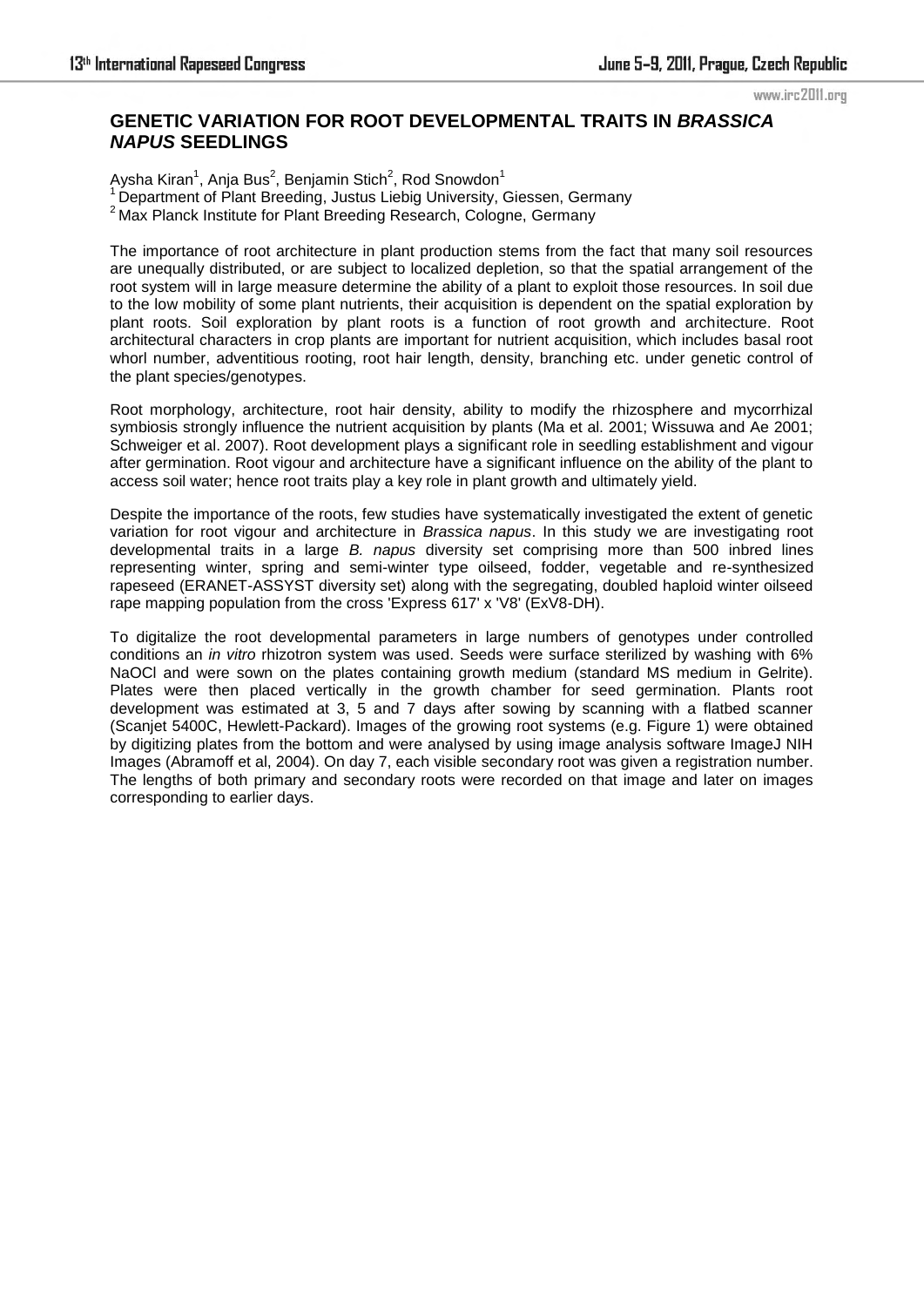# GENETIC VARIATION FOR ROOT DEVELOPMENTAL TRAITS IN *BRASSICA NAPUS* SEEDLINGS

Aysha Kiran[1], Anja Bus[2], Benjamin Stich[2], Rod Snowdon[1]

[1] Department of Plant Breeding, Justus Liebig University, Giessen, Germany
[2] Max Planck Institute for Plant Breeding Research, Cologne, Germany

The importance of root architecture in plant production stems from the fact that many soil resources are unequally distributed, or are subject to localized depletion, so that the spatial arrangement of the root system will in large measure determine the ability of a plant to exploit those resources. In soil due to the low mobility of some plant nutrients, their acquisition is dependent on the spatial exploration by plant roots. Soil exploration by plant roots is a function of root growth and architecture. Root architectural characters in crop plants are important for nutrient acquisition, which includes basal root whorl number, adventitious rooting, root hair length, density, branching etc. under genetic control of the plant species/genotypes.

Root morphology, architecture, root hair density, ability to modify the rhizosphere and mycorrhizal symbiosis strongly influence the nutrient acquisition by plants (Ma et al. 2001; Wissuwa and Ae 2001; Schweiger et al. 2007). Root development plays a significant role in seedling establishment and vigour after germination. Root vigour and architecture have a significant influence on the ability of the plant to access soil water; hence root traits play a key role in plant growth and ultimately yield.

Despite the importance of the roots, few studies have systematically investigated the extent of genetic variation for root vigour and architecture in *Brassica napus*. In this study we are investigating root developmental traits in a large *B. napus* diversity set comprising more than 500 inbred lines representing winter, spring and semi-winter type oilseed, fodder, vegetable and re-synthesized rapeseed (ERANET-ASSYST diversity set) along with the segregating, doubled haploid winter oilseed rape mapping population from the cross 'Express 617' x 'V8' (ExV8-DH).

To digitalize the root developmental parameters in large numbers of genotypes under controlled conditions an *in vitro* rhizotron system was used. Seeds were surface sterilized by washing with 6% NaOCl and were sown on the plates containing growth medium (standard MS medium in Gelrite). Plates were then placed vertically in the growth chamber for seed germination. Plants root development was estimated at 3, 5 and 7 days after sowing by scanning with a flatbed scanner (Scanjet 5400C, Hewlett-Packard). Images of the growing root systems (e.g. Figure 1) were obtained by digitizing plates from the bottom and were analysed by using image analysis software ImageJ NIH Images (Abramoff et al, 2004). On day 7, each visible secondary root was given a registration number. The lengths of both primary and secondary roots were recorded on that image and later on images corresponding to earlier days.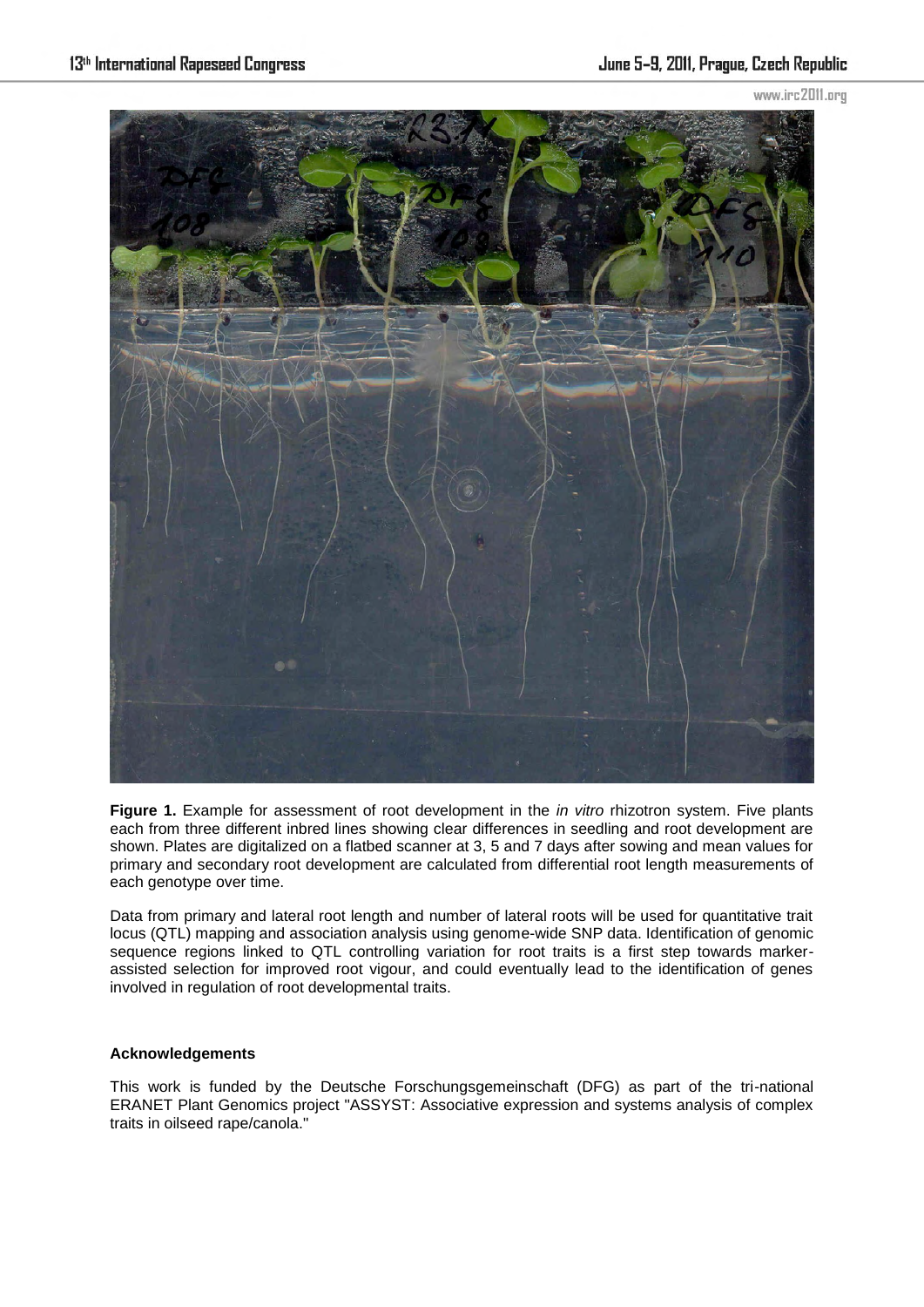**Figure 1.** Example for assessment of root development in the *in vitro* rhizotron system. Five plants each from three different inbred lines showing clear differences in seedling and root development are shown. Plates are digitalized on a flatbed scanner at 3, 5 and 7 days after sowing and mean values for primary and secondary root development are calculated from differential root length measurements of each genotype over time.

Data from primary and lateral root length and number of lateral roots will be used for quantitative trait locus (QTL) mapping and association analysis using genome-wide SNP data. Identification of genomic sequence regions linked to QTL controlling variation for root traits is a first step towards marker-assisted selection for improved root vigour, and could eventually lead to the identification of genes involved in regulation of root developmental traits.

**Acknowledgements**

This work is funded by the Deutsche Forschungsgemeinschaft (DFG) as part of the tri-national ERANET Plant Genomics project "ASSYST: Associative expression and systems analysis of complex traits in oilseed rape/canola."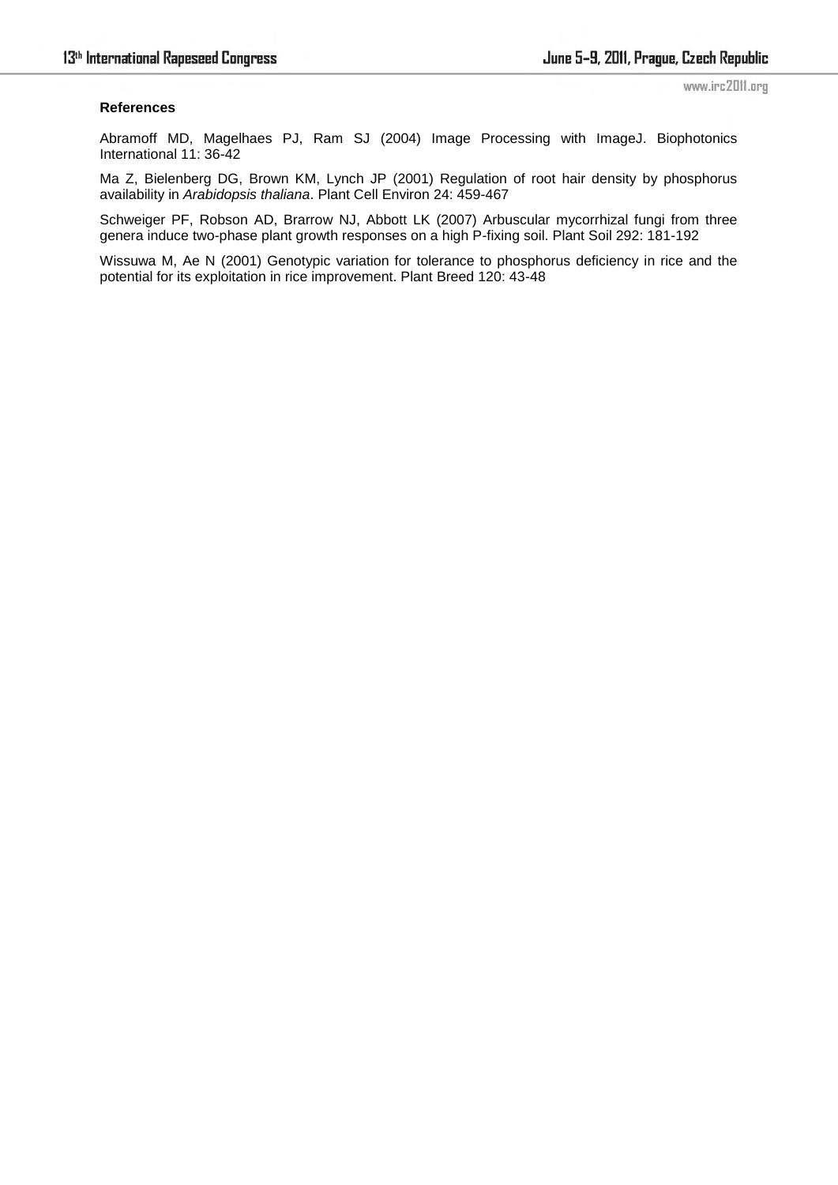**References**

Abramoff MD, Magelhaes PJ, Ram SJ (2004) Image Processing with ImageJ. Biophotonics International 11: 36-42

Ma Z, Bielenberg DG, Brown KM, Lynch JP (2001) Regulation of root hair density by phosphorus availability in *Arabidopsis thaliana*. Plant Cell Environ 24: 459-467

Schweiger PF, Robson AD, Brarrow NJ, Abbott LK (2007) Arbuscular mycorrhizal fungi from three genera induce two-phase plant growth responses on a high P-fixing soil. Plant Soil 292: 181-192

Wissuwa M, Ae N (2001) Genotypic variation for tolerance to phosphorus deficiency in rice and the potential for its exploitation in rice improvement. Plant Breed 120: 43-48